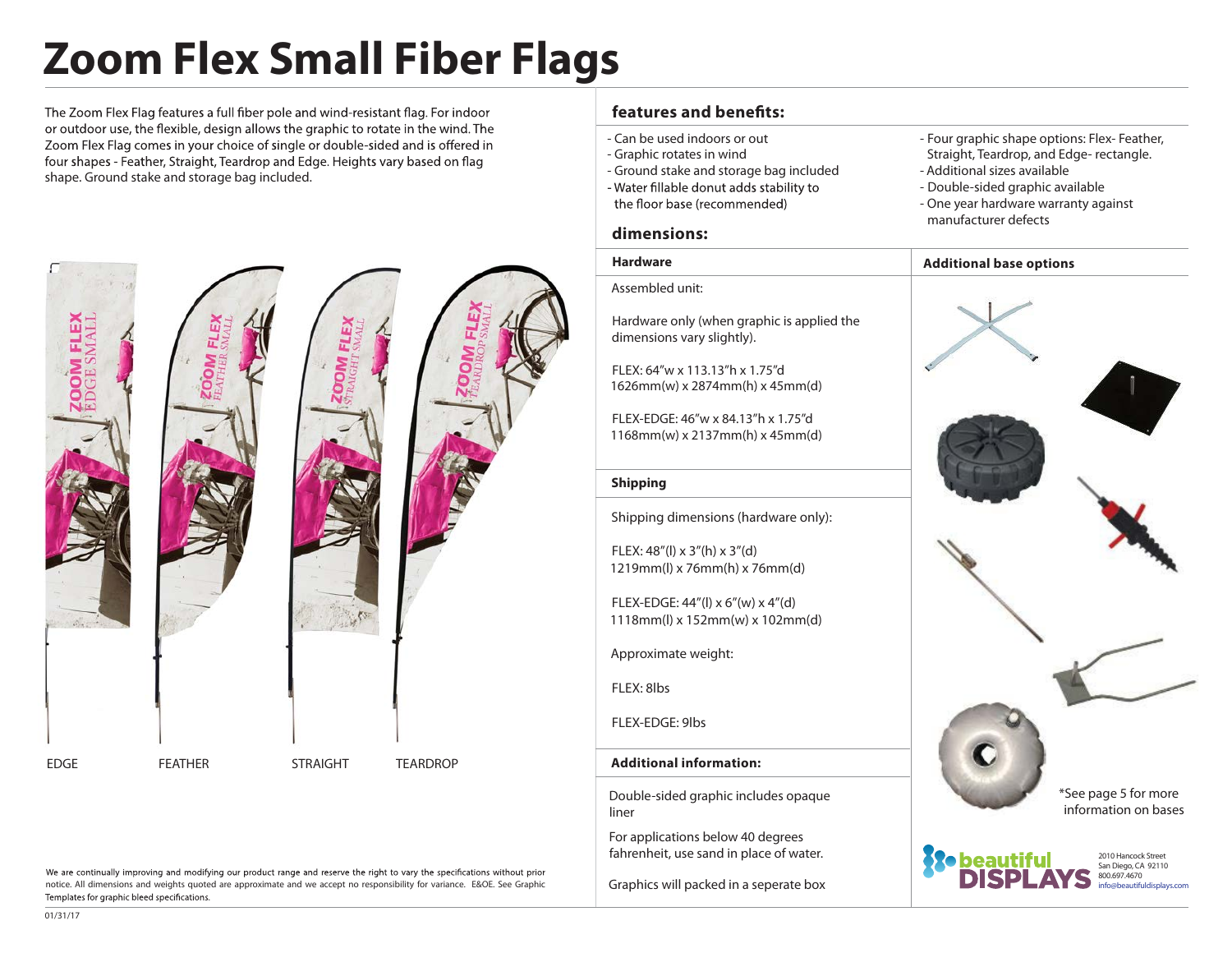# Zoom Flex Small Fiber Flags

The Zoom Flex Flag features a full fiber pole and wind-resistant flag. For indoor or outdoor use, the flexible, design allows the graphic to rotate in the wind. The Zoom Flex Flag comes in your choice of single or double-sided and is offered in four shapes - Feather, Straight, Teardrop and Edge. Heights vary based on flag shape. Ground stake and storage bag included.

EDGE FEATHER STRAIGHT TEARDROP

We are continually improving and modifying our product range and reserve the right to vary the specifications without prior notice. All dimensions and weights quoted are approximate and we accept no responsibility for variance. E&OE. See Graphic Templates for graphic bleed specifications.

01/31/17

## features and benefits:

- Can be used indoors or out
- Graphic rotates in wind
- Ground stake and storage bag included
- Water fillable donut adds stability to the floor base (recommended)
- Four graphic shape options: Flex- Feather, Straight, Teardrop, and Edge- rectangle.
- Additional sizes available
- Double-sided graphic available
- One year hardware warranty against manufacturer defects

## dimensions:

### Hardware

Assembled unit:

Hardware only (when graphic is applied the dimensions vary slightly).

FLEX: 64"w x 113.13"h x 1.75"d
1626mm(w) x 2874mm(h) x 45mm(d)

FLEX-EDGE: 46"w x 84.13"h x 1.75"d
1168mm(w) x 2137mm(h) x 45mm(d)

### Shipping

Shipping dimensions (hardware only):

FLEX: 48"(l) x 3"(h) x 3"(d)
1219mm(l) x 76mm(h) x 76mm(d)

FLEX-EDGE: 44"(l) x 6"(w) x 4"(d)
1118mm(l) x 152mm(w) x 102mm(d)

Approximate weight:

FLEX: 8lbs

FLEX-EDGE: 9lbs

### Additional information:

Double-sided graphic includes opaque liner

For applications below 40 degrees fahrenheit, use sand in place of water.

Graphics will packed in a seperate box

### Additional base options

*See page 5 for more information on bases

beautiful DISPLAYS
2010 Hancock Street
San Diego, CA 92110
800.697.4670
info@beautifuldisplays.com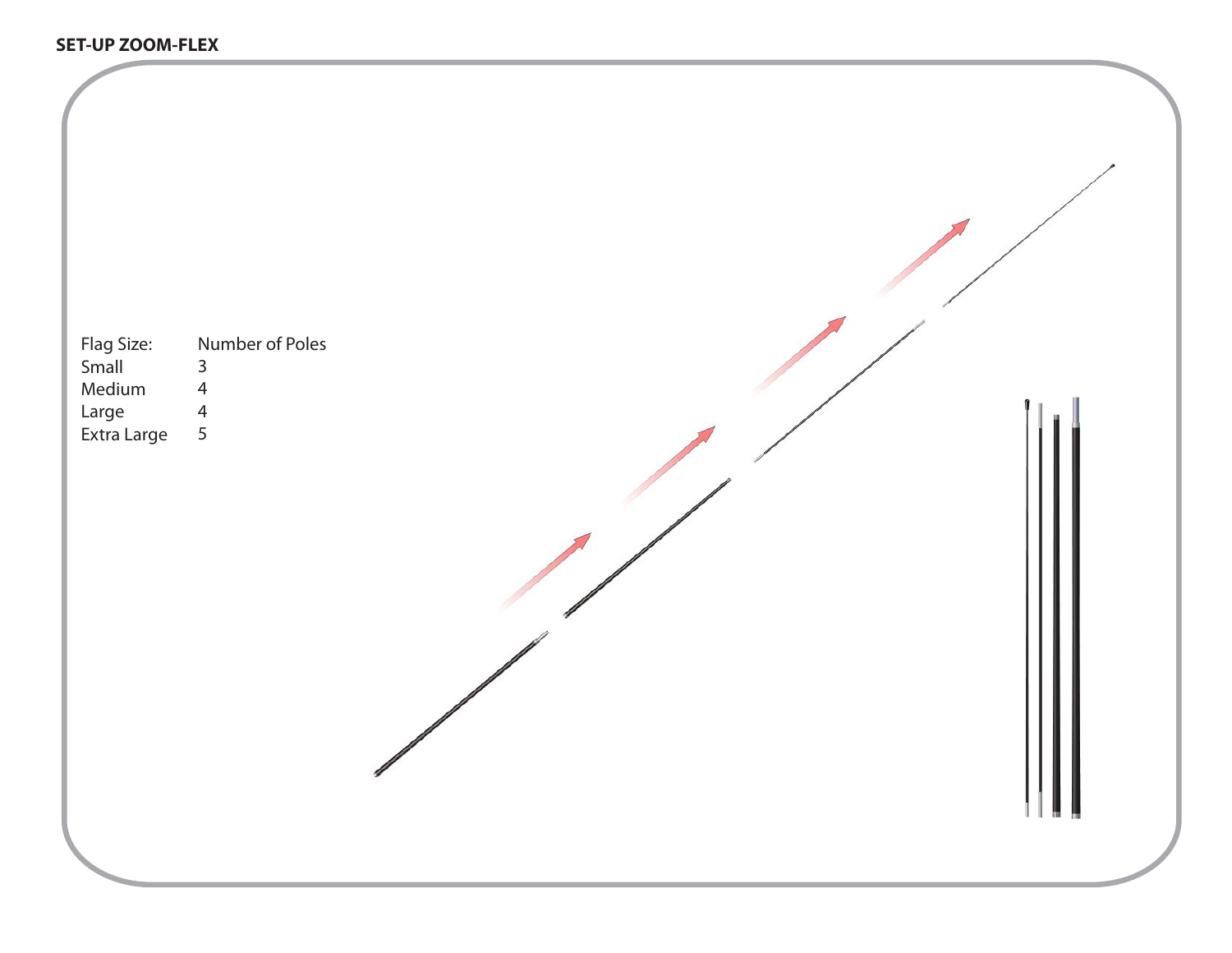**SET-UP ZOOM-FLEX**

| Flag Size: | Number of Poles |
| --- | --- |
| Small | 3 |
| Medium | 4 |
| Large | 4 |
| Extra Large | 5 |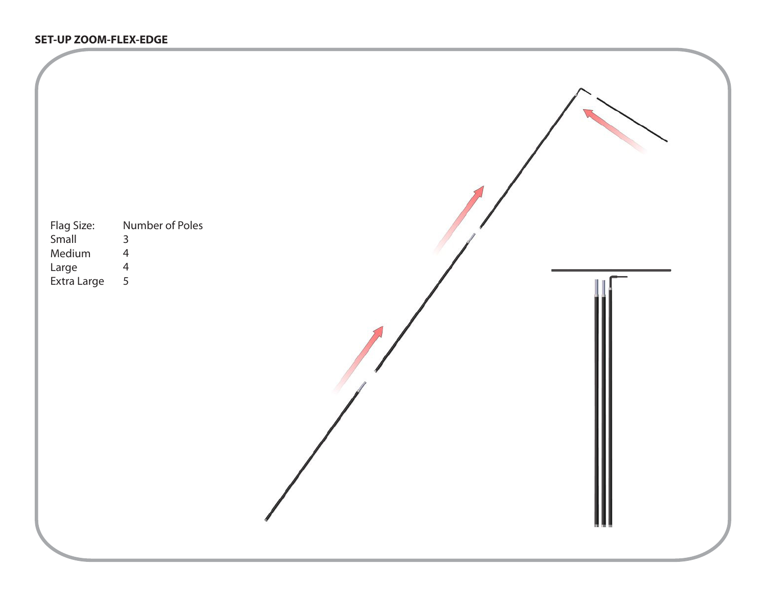**SET-UP ZOOM-FLEX-EDGE**

| Flag Size: | Number of Poles |
| --- | --- |
| Small | 3 |
| Medium | 4 |
| Large | 4 |
| Extra Large | 5 |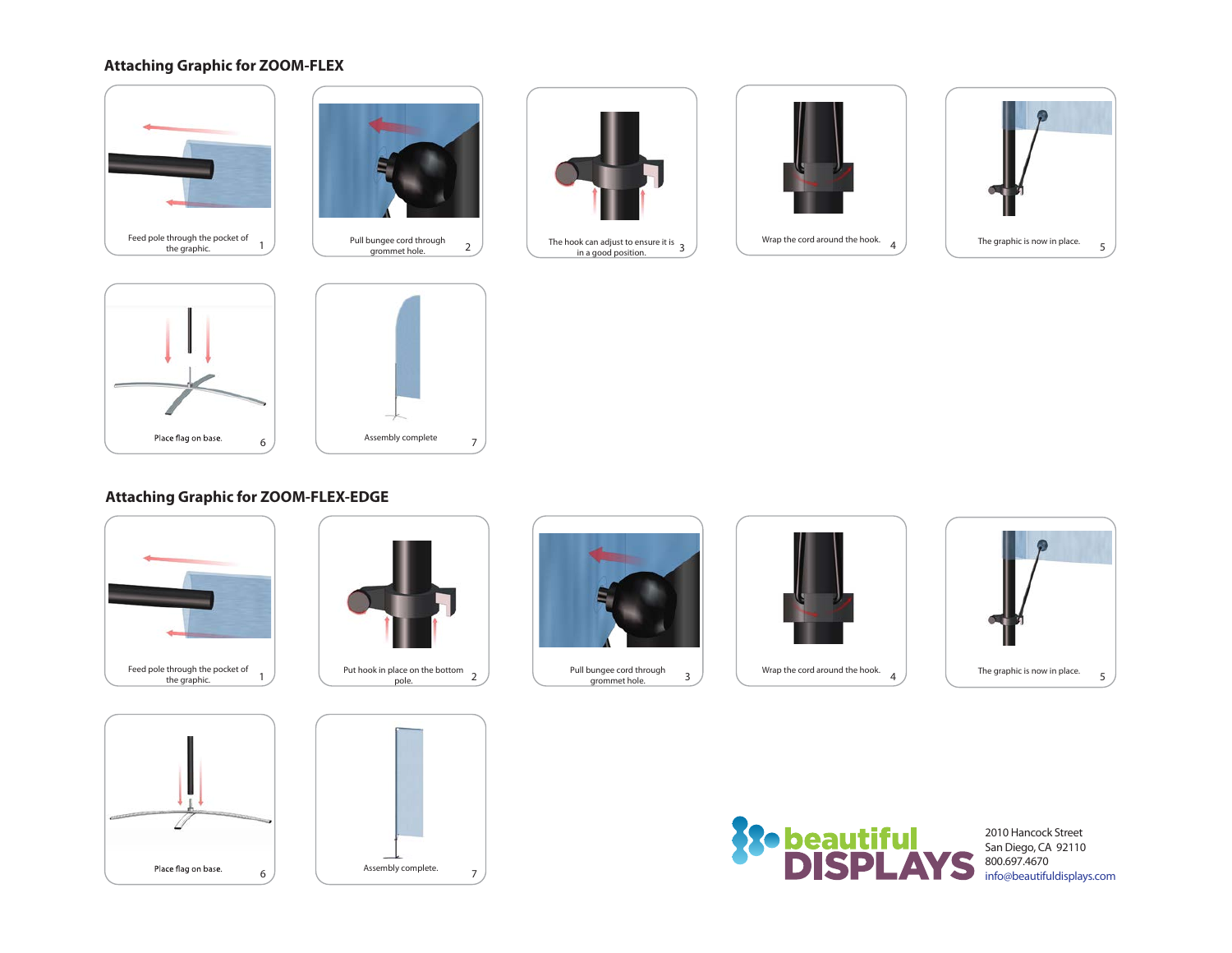## Attaching Graphic for ZOOM-FLEX

1. Feed pole through the pocket of the graphic.
2. Pull bungee cord through grommet hole.
3. The hook can adjust to ensure it is in a good position.
4. Wrap the cord around the hook.
5. The graphic is now in place.
6. Place flag on base.
7. Assembly complete

## Attaching Graphic for ZOOM-FLEX-EDGE

1. Feed pole through the pocket of the graphic.
2. Put hook in place on the bottom pole.
3. Pull bungee cord through grommet hole.
4. Wrap the cord around the hook.
5. The graphic is now in place.
6. Place flag on base.
7. Assembly complete.

beautiful DISPLAYS

2010 Hancock Street
San Diego, CA 92110
800.697.4670
info@beautifuldisplays.com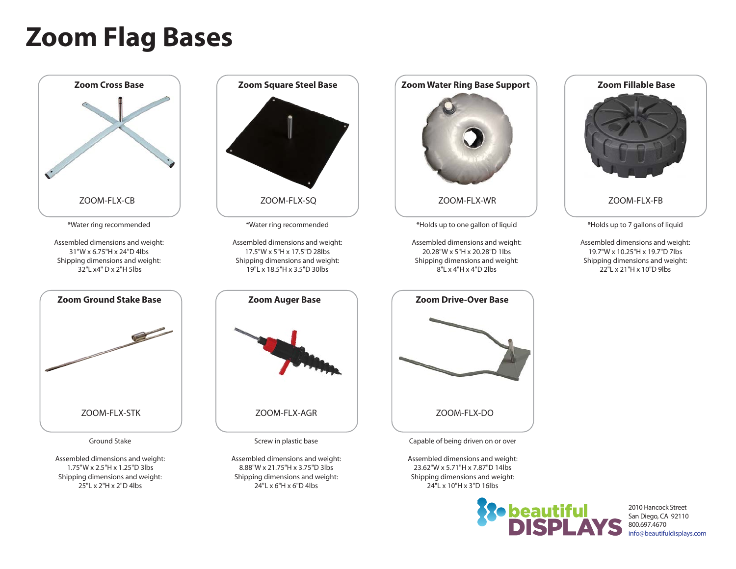# Zoom Flag Bases

### Zoom Cross Base

ZOOM-FLX-CB

*Water ring recommended

Assembled dimensions and weight:
31"W x 6.75"H x 24"D 4lbs
Shipping dimensions and weight:
32"L x4" D x 2"H 5lbs

### Zoom Square Steel Base

ZOOM-FLX-SQ

*Water ring recommended

Assembled dimensions and weight:
17.5"W x 5"H x 17.5"D 28lbs
Shipping dimensions and weight:
19"L x 18.5"H x 3.5"D 30lbs

### Zoom Water Ring Base Support

ZOOM-FLX-WR

*Holds up to one gallon of liquid

Assembled dimensions and weight:
20.28"W x 5"H x 20.28"D 1lbs
Shipping dimensions and weight:
8"L x 4"H x 4"D 2lbs

### Zoom Fillable Base

ZOOM-FLX-FB

*Holds up to 7 gallons of liquid

Assembled dimensions and weight:
19.7"W x 10.25"H x 19.7"D 7lbs
Shipping dimensions and weight:
22"L x 21"H x 10"D 9lbs

### Zoom Ground Stake Base

ZOOM-FLX-STK

Ground Stake

Assembled dimensions and weight:
1.75"W x 2.5"H x 1.25"D 3lbs
Shipping dimensions and weight:
25"L x 2"H x 2"D 4lbs

### Zoom Auger Base

ZOOM-FLX-AGR

Screw in plastic base

Assembled dimensions and weight:
8.88"W x 21.75"H x 3.75"D 3lbs
Shipping dimensions and weight:
24"L x 6"H x 6"D 4lbs

### Zoom Drive-Over Base

ZOOM-FLX-DO

Capable of being driven on or over

Assembled dimensions and weight:
23.62"W x 5.71"H x 7.87"D 14lbs
Shipping dimensions and weight:
24"L x 10"H x 3"D 16lbs

beautiful DISPLAYS

2010 Hancock Street
San Diego, CA 92110
800.697.4670
info@beautifuldisplays.com